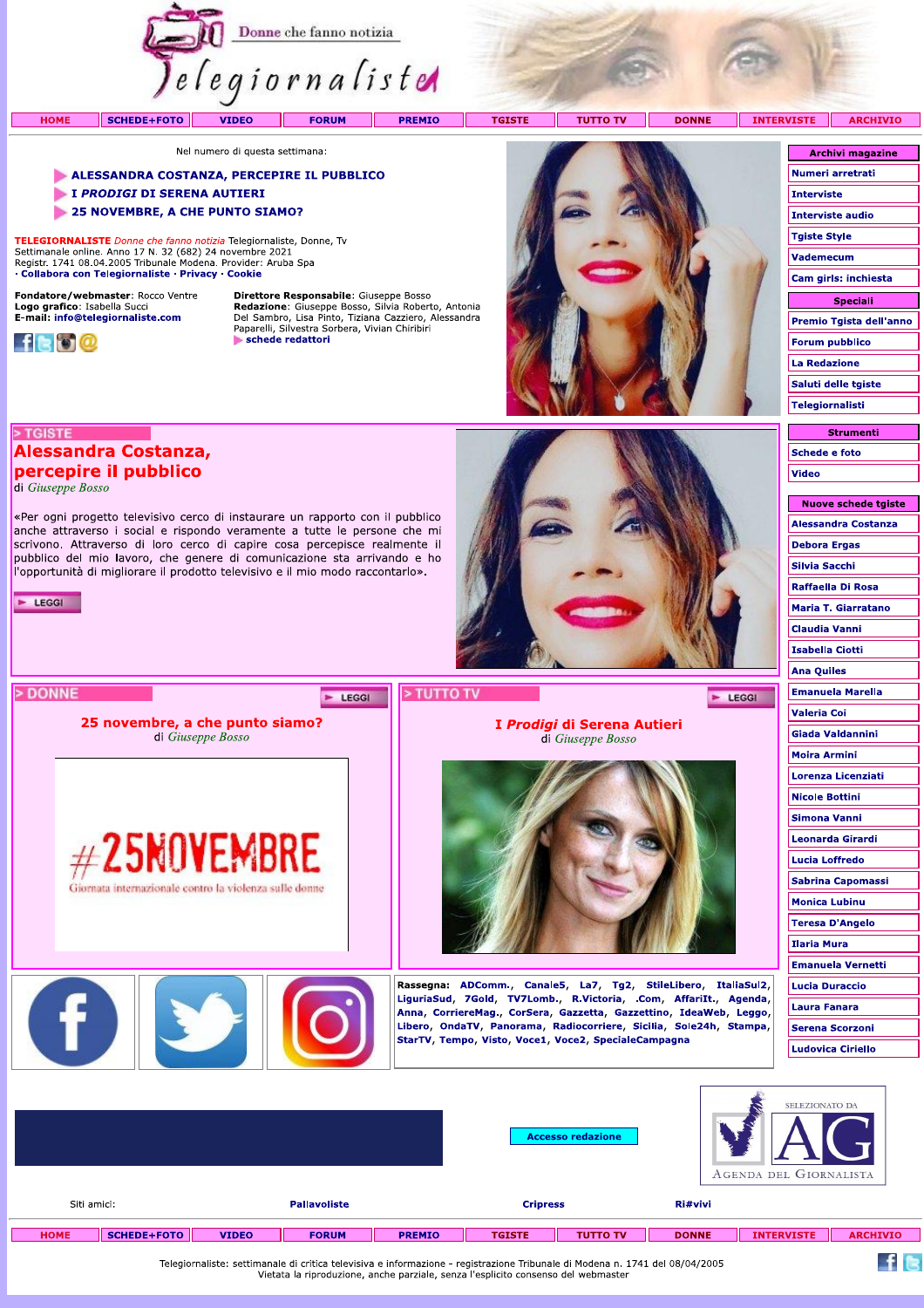Donne che fanno notizia

# Telegiornaliste

HOME | SCHEDE+FOTO | VIDEO | FORUM | PREMIO | TGISTE | TUTTO TV | DONNE | INTERVISTE | ARCHIVIO

Nel numero di questa settimana:

- ALESSANDRA COSTANZA, PERCEPIRE IL PUBBLICO
- *I PRODIGI* DI SERENA AUTIERI
- 25 NOVEMBRE, A CHE PUNTO SIAMO?

**TELEGIORNALISTE** *Donne che fanno notizia* Telegiornaliste, Donne, Tv
Settimanale online. Anno 17 N. 32 (682) 24 novembre 2021
Registr. 1741 08.04.2005 Tribunale Modena. Provider: Aruba Spa
· Collabora con Telegiornaliste · Privacy · Cookie

**Fondatore/webmaster**: Rocco Ventre
**Logo grafico**: Isabella Succi
**E-mail**: info@telegiornaliste.com

**Direttore Responsabile**: Giuseppe Bosso
**Redazione**: Giuseppe Bosso, Silvia Roberto, Antonia Del Sambro, Lisa Pinto, Tiziana Cazziero, Alessandra Paparelli, Silvestra Sorbera, Vivian Chiribiri
schede redattori

## > TGISTE

## Alessandra Costanza, percepire il pubblico

di *Giuseppe Bosso*

«Per ogni progetto televisivo cerco di instaurare un rapporto con il pubblico anche attraverso i social e rispondo veramente a tutte le persone che mi scrivono. Attraverso di loro cerco di capire cosa percepisce realmente il pubblico del mio lavoro, che genere di comunicazione sta arrivando e ho l'opportunità di migliorare il prodotto televisivo e il mio modo raccontarlo».

LEGGI

## > DONNE

LEGGI

### 25 novembre, a che punto siamo?

di *Giuseppe Bosso*

#25NOVEMBRE
Giornata internazionale contro la violenza sulle donne

## > TUTTO TV

LEGGI

### *I Prodigi* di Serena Autieri

di *Giuseppe Bosso*

**Rassegna**: ADComm., Canale5, La7, Tg2, StileLibero, ItaliaSul2, LiguriaSud, 7Gold, TV7Lomb., R.Victoria, .Com, AffariIt., Agenda, Anna, CorriereMag., CorSera, Gazzetta, Gazzettino, IdeaWeb, Leggo, Libero, OndaTV, Panorama, Radiocorriere, Sicilia, Sole24h, Stampa, StarTV, Tempo, Visto, Voce1, Voce2, SpecialeCampagna

**Archivi magazine**
- Numeri arretrati
- Interviste
- Interviste audio
- Tgiste Style
- Vademecum
- Cam girls: inchiesta

**Speciali**
- Premio Tgista dell'anno
- Forum pubblico
- La Redazione
- Saluti delle tgiste
- Telegiornalisti

**Strumenti**
- Schede e foto
- Video

**Nuove schede tgiste**
- Alessandra Costanza
- Debora Ergas
- Silvia Sacchi
- Raffaella Di Rosa
- Maria T. Giarratano
- Claudia Vanni
- Isabella Ciotti
- Ana Quiles
- Emanuela Marella
- Valeria Coi
- Giada Valdannini
- Moira Armini
- Lorenza Licenziati
- Nicole Bottini
- Simona Vanni
- Leonarda Girardi
- Lucia Loffredo
- Sabrina Capomassi
- Monica Lubinu
- Teresa D'Angelo
- Ilaria Mura
- Emanuela Vernetti
- Lucia Duraccio
- Laura Fanara
- Serena Scorzoni
- Ludovica Ciriello

Accesso redazione

SELEZIONATO DA AG — Agenda del Giornalista

Siti amici: Pallavoliste | Cripress | Ri#vivi

HOME | SCHEDE+FOTO | VIDEO | FORUM | PREMIO | TGISTE | TUTTO TV | DONNE | INTERVISTE | ARCHIVIO

Telegiornaliste: settimanale di critica televisiva e informazione - registrazione Tribunale di Modena n. 1741 del 08/04/2005
Vietata la riproduzione, anche parziale, senza l'esplicito consenso del webmaster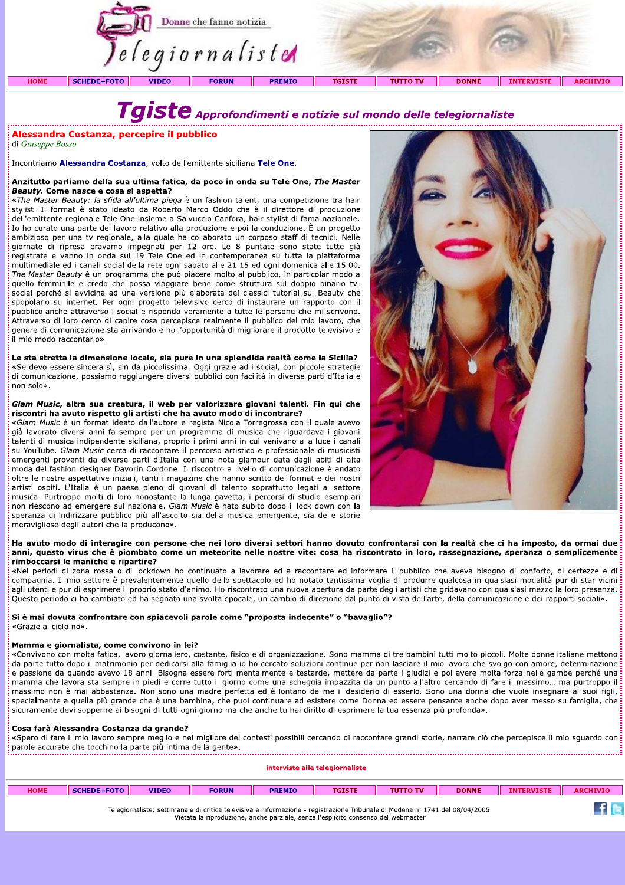# Tgiste *Approfondimenti e notizie sul mondo delle telegiornaliste*

## Alessandra Costanza, percepire il pubblico

di *Giuseppe Bosso*

Incontriamo **Alessandra Costanza**, volto dell'emittente siciliana **Tele One**.

**Anzitutto parliamo della sua ultima fatica, da poco in onda su Tele One, *The Master Beauty*. Come nasce e cosa si aspetta?**
«*The Master Beauty: la sfida all'ultima piega* è un fashion talent, una competizione tra hair stylist. Il format è stato ideato da Roberto Marco Oddo che è il direttore di produzione dell'emittente regionale Tele One insieme a Salvuccio Canfora, hair stylist di fama nazionale. Io ho curato una parte del lavoro relativo alla produzione e poi la conduzione. È un progetto ambizioso per una tv regionale, alla quale ha collaborato un corposo staff di tecnici. Nelle giornate di ripresa eravamo impegnati per 12 ore. Le 8 puntate sono state tutte già registrate e vanno in onda sul 19 Tele One ed in contemporanea su tutta la piattaforma multimediale ed i canali social della rete ogni sabato alle 21.15 ed ogni domenica alle 15.00. *The Master Beauty* è un programma che può piacere molto al pubblico, in particolar modo a quello femminile e credo che possa viaggiare bene come struttura sul doppio binario tv-social perché si avvicina ad una versione più elaborata dei classici tutorial sul Beauty che spopolano su internet. Per ogni progetto televisivo cerco di instaurare un rapporto con il pubblico anche attraverso i social e rispondo veramente a tutte le persone che mi scrivono. Attraverso di loro cerco di capire cosa percepisce realmente il pubblico del mio lavoro, che genere di comunicazione sta arrivando e ho l'opportunità di migliorare il prodotto televisivo e il mio modo raccontarlo».

**Le sta stretta la dimensione locale, sia pure in una splendida realtà come la Sicilia?**
«Se devo essere sincera sì, sin da piccolissima. Oggi grazie ad i social, con piccole strategie di comunicazione, possiamo raggiungere diversi pubblici con facilità in diverse parti d'Italia e non solo».

***Glam Music*, altra sua creatura, il web per valorizzare giovani talenti. Fin qui che riscontri ha avuto rispetto gli artisti che ha avuto modo di incontrare?**
«*Glam Music* è un format ideato dall'autore e regista Nicola Torregrossa con il quale avevo già lavorato diversi anni fa sempre per un programma di musica che riguardava i giovani talenti di musica indipendente siciliana, proprio i primi anni in cui venivano alla luce i canali su YouTube. *Glam Music* cerca di raccontare il percorso artistico e professionale di musicisti emergenti proventi da diverse parti d'Italia con una nota glamour data dagli abiti di alta moda del fashion designer Davorin Cordone. Il riscontro a livello di comunicazione è andato oltre le nostre aspettative iniziali, tanti i magazine che hanno scritto del format e dei nostri artisti ospiti. L'Italia è un paese pieno di giovani di talento soprattutto legati al settore musica. Purtroppo molti di loro nonostante la lunga gavetta, i percorsi di studio esemplari non riescono ad emergere sul nazionale. *Glam Music* è nato subito dopo il lock down con la speranza di indirizzare pubblico più all'ascolto sia della musica emergente, sia delle storie meravigliose degli autori che la producono».

**Ha avuto modo di interagire con persone che nei loro diversi settori hanno dovuto confrontarsi con la realtà che ci ha imposto, da ormai due anni, questo virus che è piombato come un meteorite nelle nostre vite: cosa ha riscontrato in loro, rassegnazione, speranza o semplicemente rimboccarsi le maniche e ripartire?**
«Nei periodi di zona rossa o di lockdown ho continuato a lavorare ed a raccontare ed informare il pubblico che aveva bisogno di conforto, di certezze e di compagnia. Il mio settore è prevalentemente quello dello spettacolo ed ho notato tantissima voglia di produrre qualcosa in qualsiasi modalità pur di star vicini agli utenti e pur di esprimere il proprio stato d'animo. Ho riscontrato una nuova apertura da parte degli artisti che gridavano con qualsiasi mezzo la loro presenza. Questo periodo ci ha cambiato ed ha segnato una svolta epocale, un cambio di direzione dal punto di vista dell'arte, della comunicazione e dei rapporti sociali».

**Si è mai dovuta confrontare con spiacevoli parole come "proposta indecente" o "bavaglio"?**
«Grazie al cielo no».

**Mamma e giornalista, come convivono in lei?**
«Convivono con molta fatica, lavoro giornaliero, costante, fisico e di organizzazione. Sono mamma di tre bambini tutti molto piccoli. Molte donne italiane mettono da parte tutto dopo il matrimonio per dedicarsi alla famiglia io ho cercato soluzioni continue per non lasciare il mio lavoro che svolgo con amore, determinazione e passione da quando avevo 18 anni. Bisogna essere forti mentalmente e testarde, mettere da parte i giudizi e poi avere molta forza nelle gambe perché una mamma che lavora sta sempre in piedi e corre tutto il giorno come una scheggia impazzita da un punto all'altro cercando di fare il massimo... ma purtroppo il massimo non è mai abbastanza. Non sono una madre perfetta ed è lontano da me il desiderio di esserlo. Sono una donna che vuole insegnare ai suoi figli, specialmente a quella più grande che è una bambina, che puoi continuare ad esistere come Donna ed essere pensante anche dopo aver messo su famiglia, che sicuramente devi sopperire ai bisogni di tutti ogni giorno ma che anche tu hai diritto di esprimere la tua essenza più profonda».

**Cosa farà Alessandra Costanza da grande?**
«Spero di fare il mio lavoro sempre meglio e nel migliore dei contesti possibili cercando di raccontare grandi storie, narrare ciò che percepisce il mio sguardo con parole accurate che tocchino la parte più intima della gente».

interviste alle telegiornaliste

Telegiornaliste: settimanale di critica televisiva e informazione - registrazione Tribunale di Modena n. 1741 del 08/04/2005
Vietata la riproduzione, anche parziale, senza l'esplicito consenso del webmaster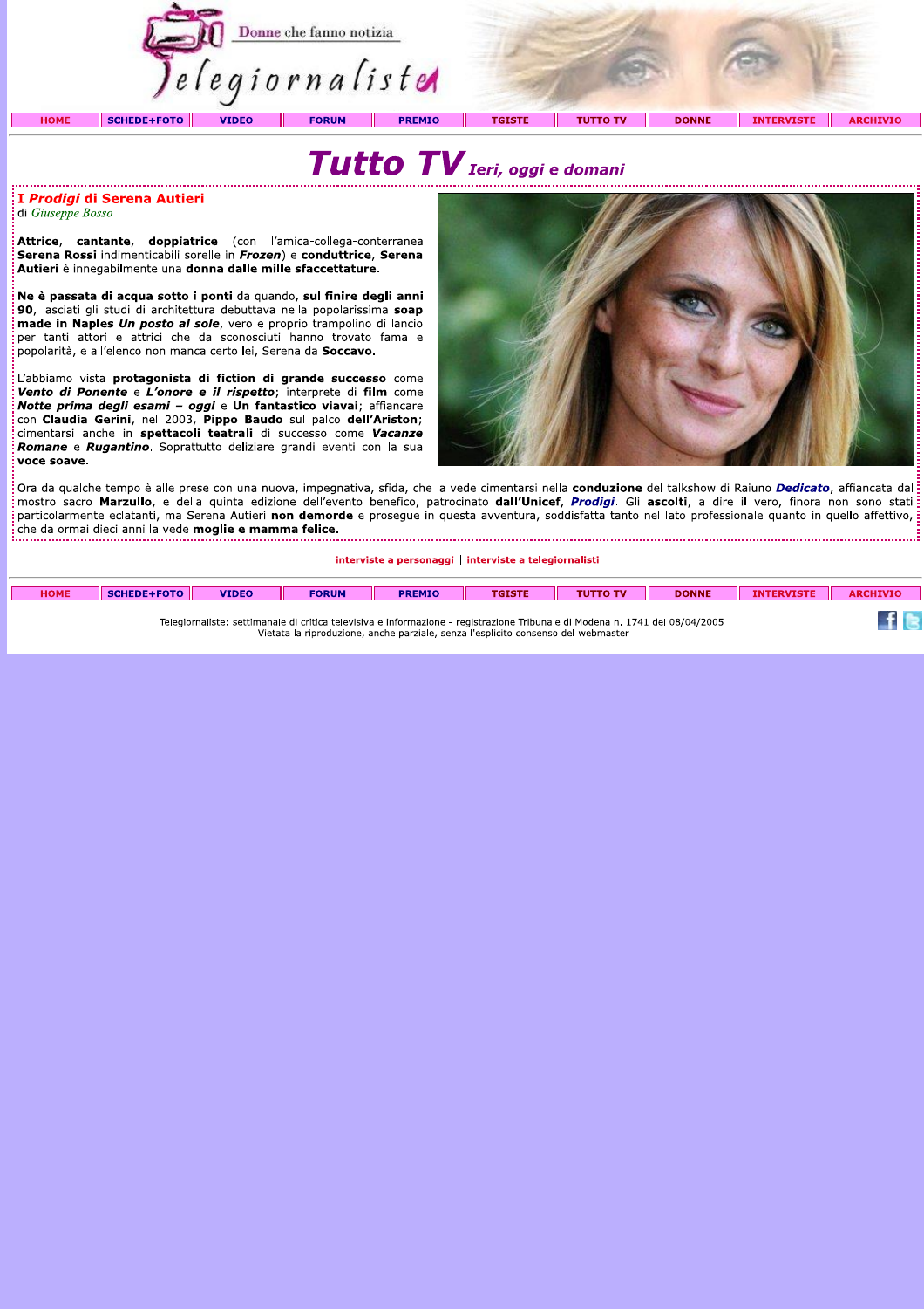# *Tutto TV* *Ieri, oggi e domani*

## I *Prodigi* di Serena Autieri

di *Giuseppe Bosso*

**Attrice**, **cantante**, **doppiatrice** (con l'amica-collega-conterranea **Serena Rossi** indimenticabili sorelle in ***Frozen***) e **conduttrice**, **Serena Autieri** è innegabilmente una **donna dalle mille sfaccettature**.

**Ne è passata di acqua sotto i ponti** da quando, **sul finire degli anni 90**, lasciati gli studi di architettura debuttava nella popolarissima **soap made in Naples *Un posto al sole***, vero e proprio trampolino di lancio per tanti attori e attrici che da sconosciuti hanno trovato fama e popolarità, e all'elenco non manca certo lei, Serena da **Soccavo**.

L'abbiamo vista **protagonista di fiction di grande successo** come ***Vento di Ponente*** e ***L'onore e il rispetto***; interprete di **film** come ***Notte prima degli esami – oggi*** e **Un fantastico viavai**; affiancare con **Claudia Gerini**, nel 2003, **Pippo Baudo** sul palco **dell'Ariston**; cimentarsi anche in **spettacoli teatrali** di successo come ***Vacanze Romane*** e ***Rugantino***. Soprattutto deliziare grandi eventi con la sua **voce soave.**

Ora da qualche tempo è alle prese con una nuova, impegnativa, sfida, che la vede cimentarsi nella **conduzione** del talkshow di Raiuno ***Dedicato***, affiancata dal mostro sacro **Marzullo**, e della quinta edizione dell'evento benefico, patrocinato **dall'Unicef**, ***Prodigi***. Gli **ascolti**, a dire il vero, finora non sono stati particolarmente eclatanti, ma Serena Autieri **non demorde** e prosegue in questa avventura, soddisfatta tanto nel lato professionale quanto in quello affettivo, che da ormai dieci anni la vede **moglie e mamma felice.**

interviste a personaggi | interviste a telegiornalisti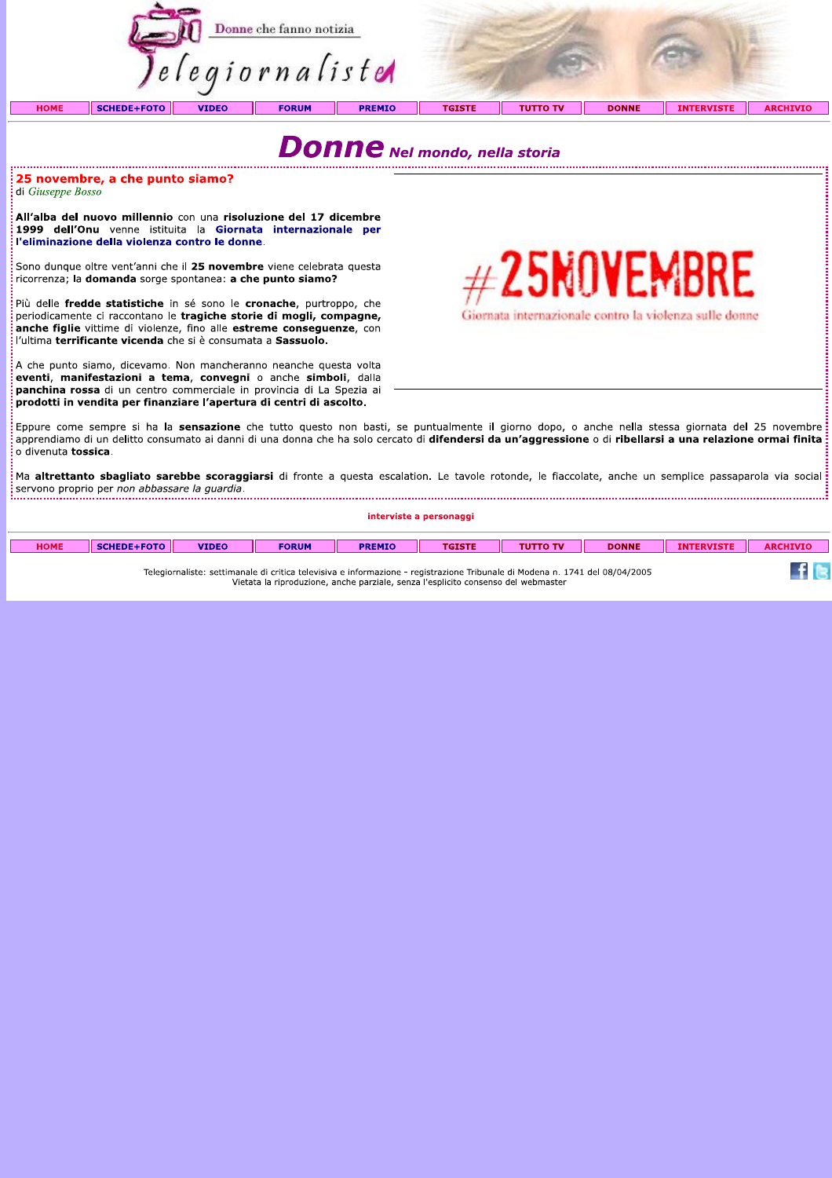# Donne *Nel mondo, nella storia*

## 25 novembre, a che punto siamo?

di *Giuseppe Bosso*

**All'alba del nuovo millennio** con una **risoluzione del 17 dicembre 1999 dell'Onu** venne istituita la **Giornata internazionale per l'eliminazione della violenza contro le donne**.

Sono dunque oltre vent'anni che il **25 novembre** viene celebrata questa ricorrenza; la **domanda** sorge spontanea: **a che punto siamo?**

Più delle **fredde statistiche** in sé sono le **cronache**, purtroppo, che periodicamente ci raccontano le **tragiche storie di mogli, compagne, anche figlie** vittime di violenze, fino alle **estreme conseguenze**, con l'ultima **terrificante vicenda** che si è consumata a **Sassuolo.**

#25NOVEMBRE

Giornata internazionale contro la violenza sulle donne

A che punto siamo, dicevamo. Non mancheranno neanche questa volta **eventi**, **manifestazioni a tema**, **convegni** o anche **simboli**, dalla **panchina rossa** di un centro commerciale in provincia di La Spezia ai **prodotti in vendita per finanziare l'apertura di centri di ascolto.**

Eppure come sempre si ha la **sensazione** che tutto questo non basti, se puntualmente il giorno dopo, o anche nella stessa giornata del 25 novembre apprendiamo di un delitto consumato ai danni di una donna che ha solo cercato di **difendersi da un'aggressione** o di **ribellarsi a una relazione ormai finita** o divenuta **tossica**.

Ma **altrettanto sbagliato sarebbe scoraggiarsi** di fronte a questa escalation. Le tavole rotonde, le fiaccolate, anche un semplice passaparola via social servono proprio per *non abbassare la guardia*.

interviste a personaggi

Telegiornaliste: settimanale di critica televisiva e informazione - registrazione Tribunale di Modena n. 1741 del 08/04/2005
Vietata la riproduzione, anche parziale, senza l'esplicito consenso del webmaster